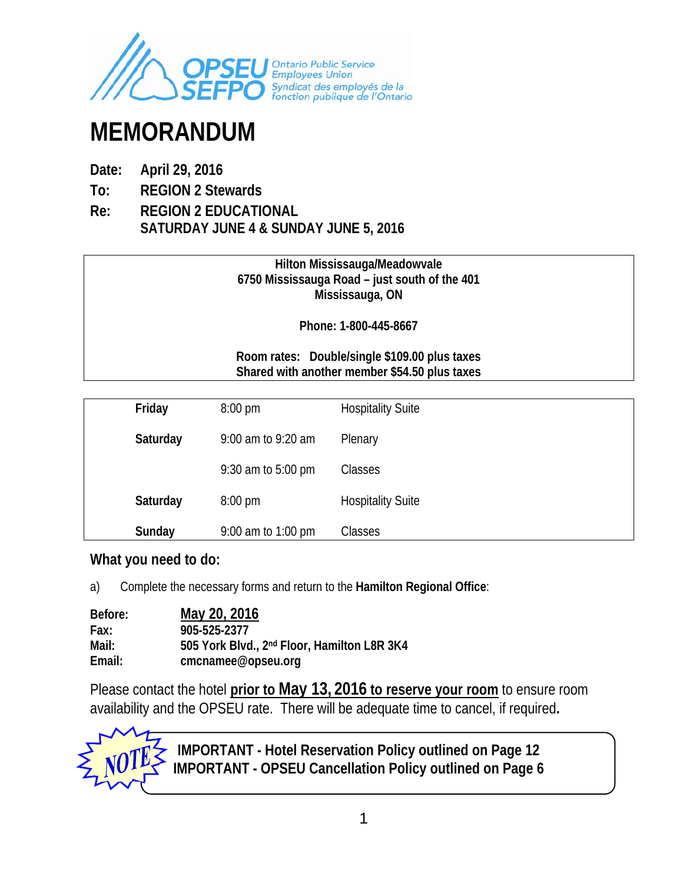OPSEU SEFPO
Ontario Public Service Employees Union
Syndicat des employés de la fonction publique de l'Ontario

# MEMORANDUM

**Date:** April 29, 2016

**To:** REGION 2 Stewards

**Re:** REGION 2 EDUCATIONAL
SATURDAY JUNE 4 & SUNDAY JUNE 5, 2016

**Hilton Mississauga/Meadowvale**
**6750 Mississauga Road – just south of the 401**
**Mississauga, ON**

**Phone: 1-800-445-8667**

**Room rates: Double/single $109.00 plus taxes**
**Shared with another member $54.50 plus taxes**

| | | |
|---|---|---|
| **Friday** | 8:00 pm | Hospitality Suite |
| **Saturday** | 9:00 am to 9:20 am | Plenary |
| | 9:30 am to 5:00 pm | Classes |
| **Saturday** | 8:00 pm | Hospitality Suite |
| **Sunday** | 9:00 am to 1:00 pm | Classes |

## What you need to do:

a) Complete the necessary forms and return to the **Hamilton Regional Office**:

**Before:** **May 20, 2016**
**Fax:** **905-525-2377**
**Mail:** **505 York Blvd., 2nd Floor, Hamilton L8R 3K4**
**Email:** **cmcnamee@opseu.org**

Please contact the hotel **prior to May 13, 2016 to reserve your room** to ensure room availability and the OPSEU rate. There will be adequate time to cancel, if required**.**

NOTE

**IMPORTANT - Hotel Reservation Policy outlined on Page 12**
**IMPORTANT - OPSEU Cancellation Policy outlined on Page 6**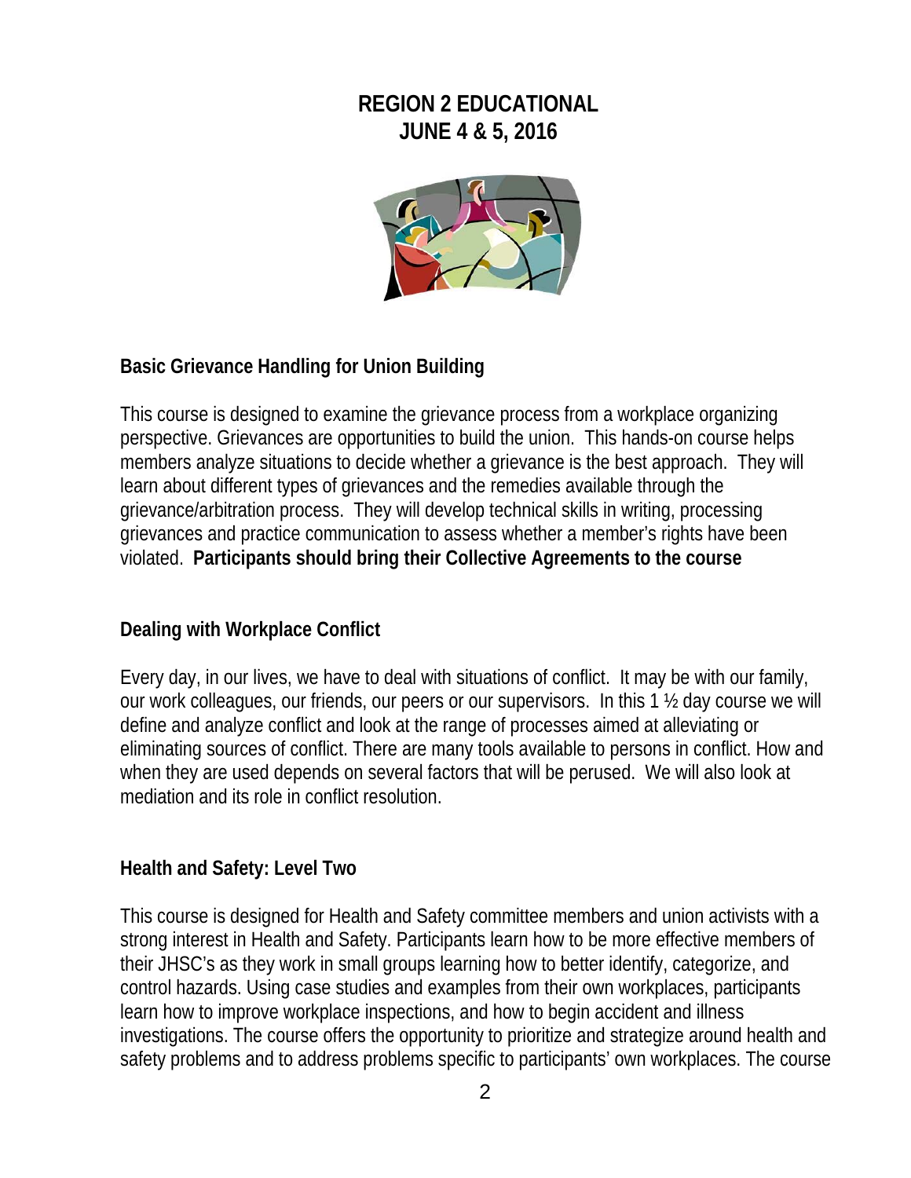# REGION 2 EDUCATIONAL
# JUNE 4 & 5, 2016

## Basic Grievance Handling for Union Building

This course is designed to examine the grievance process from a workplace organizing perspective. Grievances are opportunities to build the union. This hands-on course helps members analyze situations to decide whether a grievance is the best approach. They will learn about different types of grievances and the remedies available through the grievance/arbitration process. They will develop technical skills in writing, processing grievances and practice communication to assess whether a member's rights have been violated. **Participants should bring their Collective Agreements to the course**

## Dealing with Workplace Conflict

Every day, in our lives, we have to deal with situations of conflict. It may be with our family, our work colleagues, our friends, our peers or our supervisors. In this 1 ½ day course we will define and analyze conflict and look at the range of processes aimed at alleviating or eliminating sources of conflict. There are many tools available to persons in conflict. How and when they are used depends on several factors that will be perused. We will also look at mediation and its role in conflict resolution.

## Health and Safety: Level Two

This course is designed for Health and Safety committee members and union activists with a strong interest in Health and Safety. Participants learn how to be more effective members of their JHSC's as they work in small groups learning how to better identify, categorize, and control hazards. Using case studies and examples from their own workplaces, participants learn how to improve workplace inspections, and how to begin accident and illness investigations. The course offers the opportunity to prioritize and strategize around health and safety problems and to address problems specific to participants' own workplaces. The course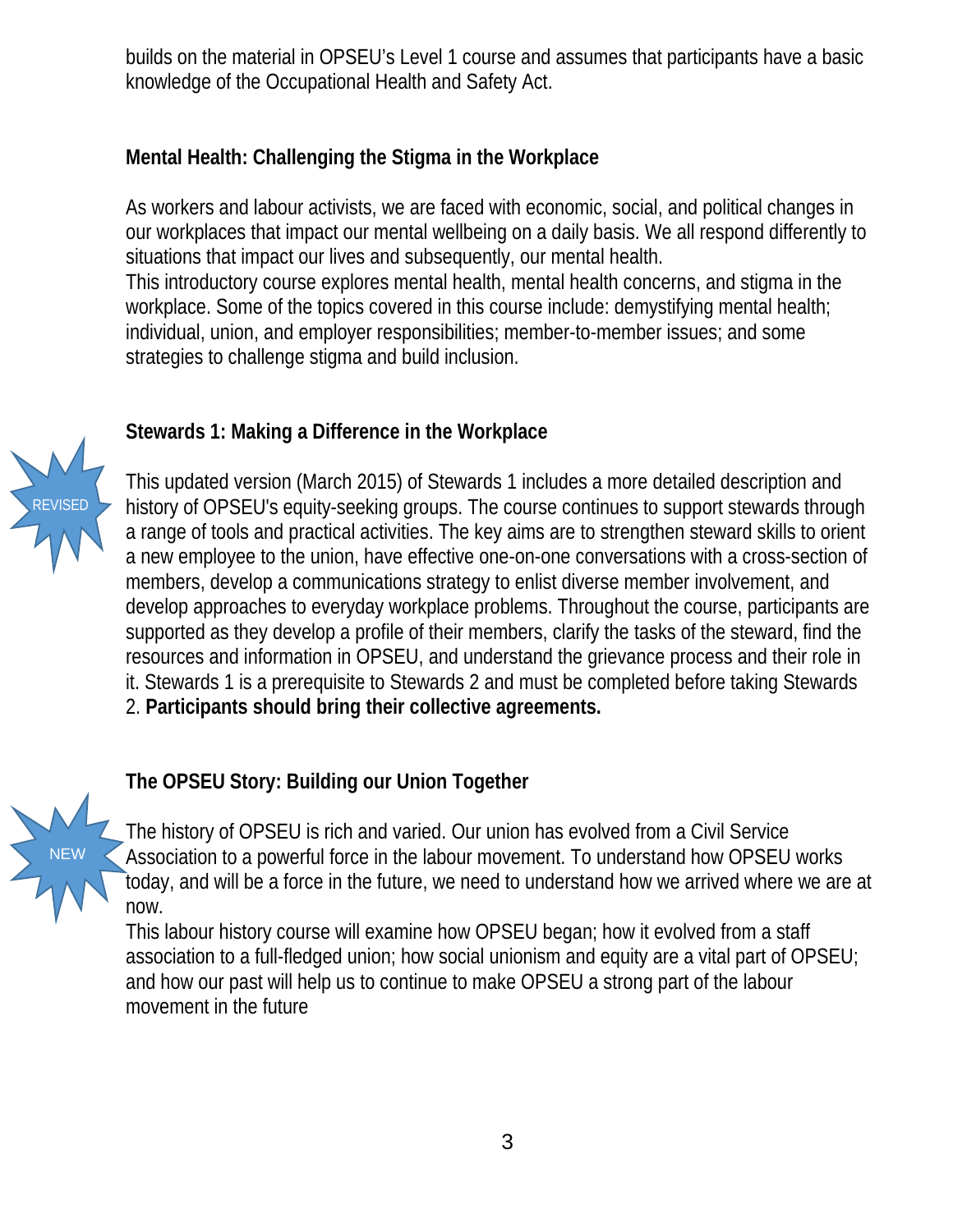builds on the material in OPSEU's Level 1 course and assumes that participants have a basic knowledge of the Occupational Health and Safety Act.

### Mental Health: Challenging the Stigma in the Workplace

As workers and labour activists, we are faced with economic, social, and political changes in our workplaces that impact our mental wellbeing on a daily basis. We all respond differently to situations that impact our lives and subsequently, our mental health.
This introductory course explores mental health, mental health concerns, and stigma in the workplace. Some of the topics covered in this course include: demystifying mental health; individual, union, and employer responsibilities; member-to-member issues; and some strategies to challenge stigma and build inclusion.

### Stewards 1: Making a Difference in the Workplace

REVISED

This updated version (March 2015) of Stewards 1 includes a more detailed description and history of OPSEU's equity-seeking groups. The course continues to support stewards through a range of tools and practical activities. The key aims are to strengthen steward skills to orient a new employee to the union, have effective one-on-one conversations with a cross-section of members, develop a communications strategy to enlist diverse member involvement, and develop approaches to everyday workplace problems. Throughout the course, participants are supported as they develop a profile of their members, clarify the tasks of the steward, find the resources and information in OPSEU, and understand the grievance process and their role in it. Stewards 1 is a prerequisite to Stewards 2 and must be completed before taking Stewards 2. **Participants should bring their collective agreements.**

### The OPSEU Story: Building our Union Together

NEW

The history of OPSEU is rich and varied. Our union has evolved from a Civil Service Association to a powerful force in the labour movement. To understand how OPSEU works today, and will be a force in the future, we need to understand how we arrived where we are at now.
This labour history course will examine how OPSEU began; how it evolved from a staff association to a full-fledged union; how social unionism and equity are a vital part of OPSEU; and how our past will help us to continue to make OPSEU a strong part of the labour movement in the future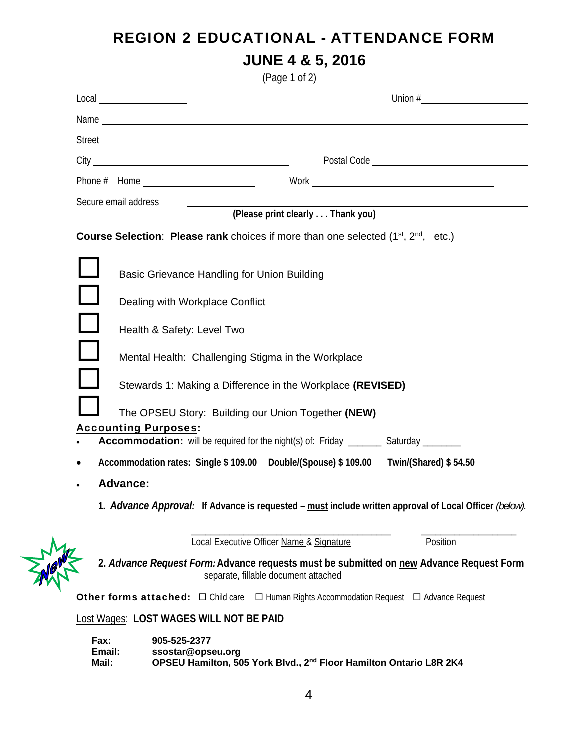# REGION 2 EDUCATIONAL - ATTENDANCE FORM

## JUNE 4 & 5, 2016

(Page 1 of 2)

Local ________________ Union # ____________________

Name ______________________________________________

Street ______________________________________________

City ______________________________ Postal Code ______________________

Phone # Home ____________________ Work ______________________

Secure email address ______________________________________

**(Please print clearly . . . Thank you)**

**Course Selection**: **Please rank** choices if more than one selected (1st, 2nd, etc.)

- ☐ Basic Grievance Handling for Union Building
- ☐ Dealing with Workplace Conflict
- ☐ Health & Safety: Level Two
- ☐ Mental Health: Challenging Stigma in the Workplace
- ☐ Stewards 1: Making a Difference in the Workplace **(REVISED)**
- ☐ The OPSEU Story: Building our Union Together **(NEW)**

**Accounting Purposes:**

- **Accommodation:** will be required for the night(s) of: Friday _______ Saturday ________
- **Accommodation rates: Single $ 109.00 Double/(Spouse) $ 109.00 Twin/(Shared) $ 54.50**
- **Advance:**
  1. ***Advance Approval:*** **If Advance is requested – must include written approval of Local Officer** *(below).*

     ______________________________ ________________

     Local Executive Officer Name & Signature Position

  2. ***Advance Request Form:*** **Advance requests must be submitted on new Advance Request Form** separate, fillable document attached

**Other forms attached:** ☐ Child care ☐ Human Rights Accommodation Request ☐ Advance Request

Lost Wages: **LOST WAGES WILL NOT BE PAID**

| | |
|---|---|
| **Fax:** | **905-525-2377** |
| **Email:** | **ssostar@opseu.org** |
| **Mail:** | **OPSEU Hamilton, 505 York Blvd., 2nd Floor Hamilton Ontario L8R 2K4** |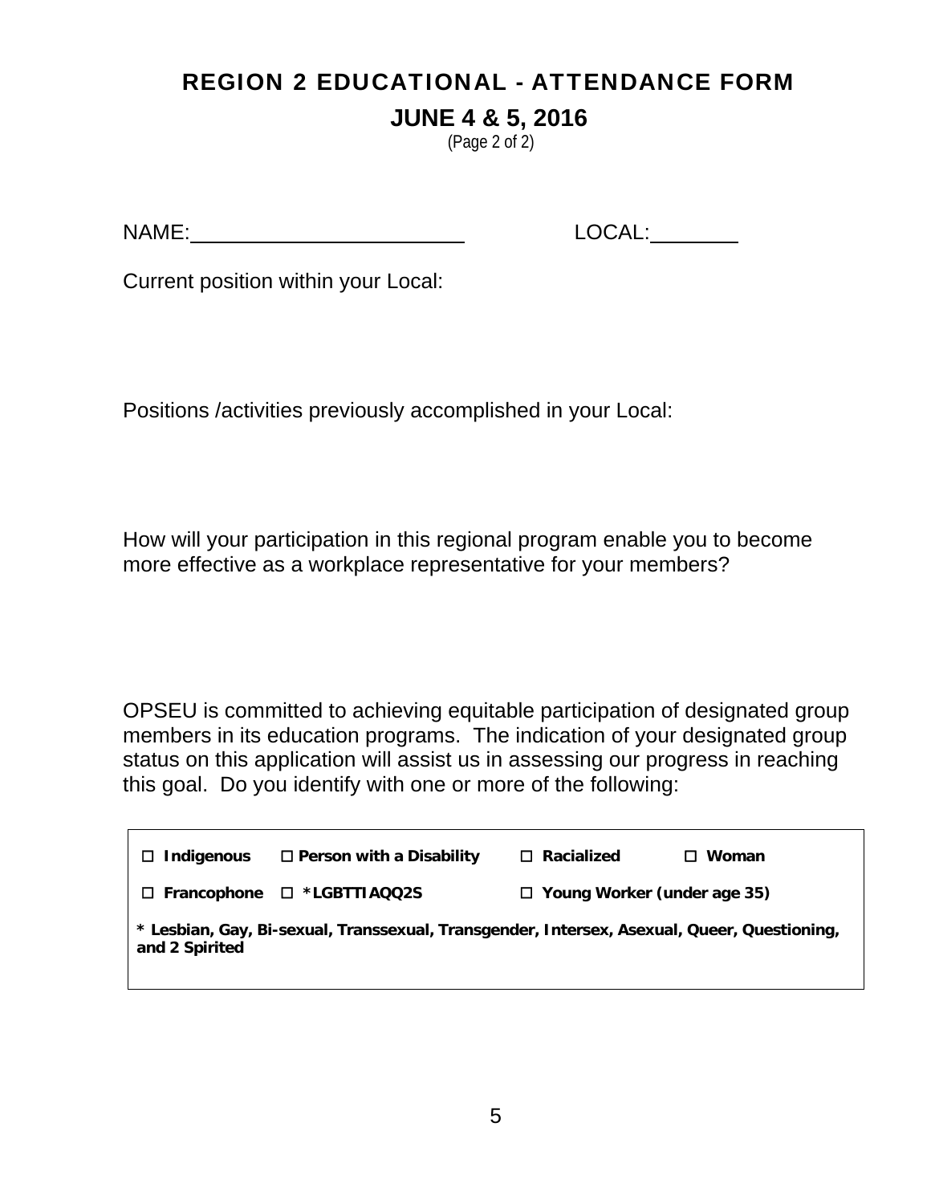# REGION 2 EDUCATIONAL - ATTENDANCE FORM

## JUNE 4 & 5, 2016

(Page 2 of 2)

NAME:________________________ LOCAL:________

Current position within your Local:

Positions /activities previously accomplished in your Local:

How will your participation in this regional program enable you to become more effective as a workplace representative for your members?

OPSEU is committed to achieving equitable participation of designated group members in its education programs. The indication of your designated group status on this application will assist us in assessing our progress in reaching this goal. Do you identify with one or more of the following:

- ☐ **Indigenous**
- ☐ **Person with a Disability**
- ☐ **Racialized**
- ☐ **Woman**
- ☐ **Francophone**
- ☐ **\*LGBTTIAQQ2S**
- ☐ **Young Worker (under age 35)**

**\* Lesbian, Gay, Bi-sexual, Transsexual, Transgender, Intersex, Asexual, Queer, Questioning, and 2 Spirited**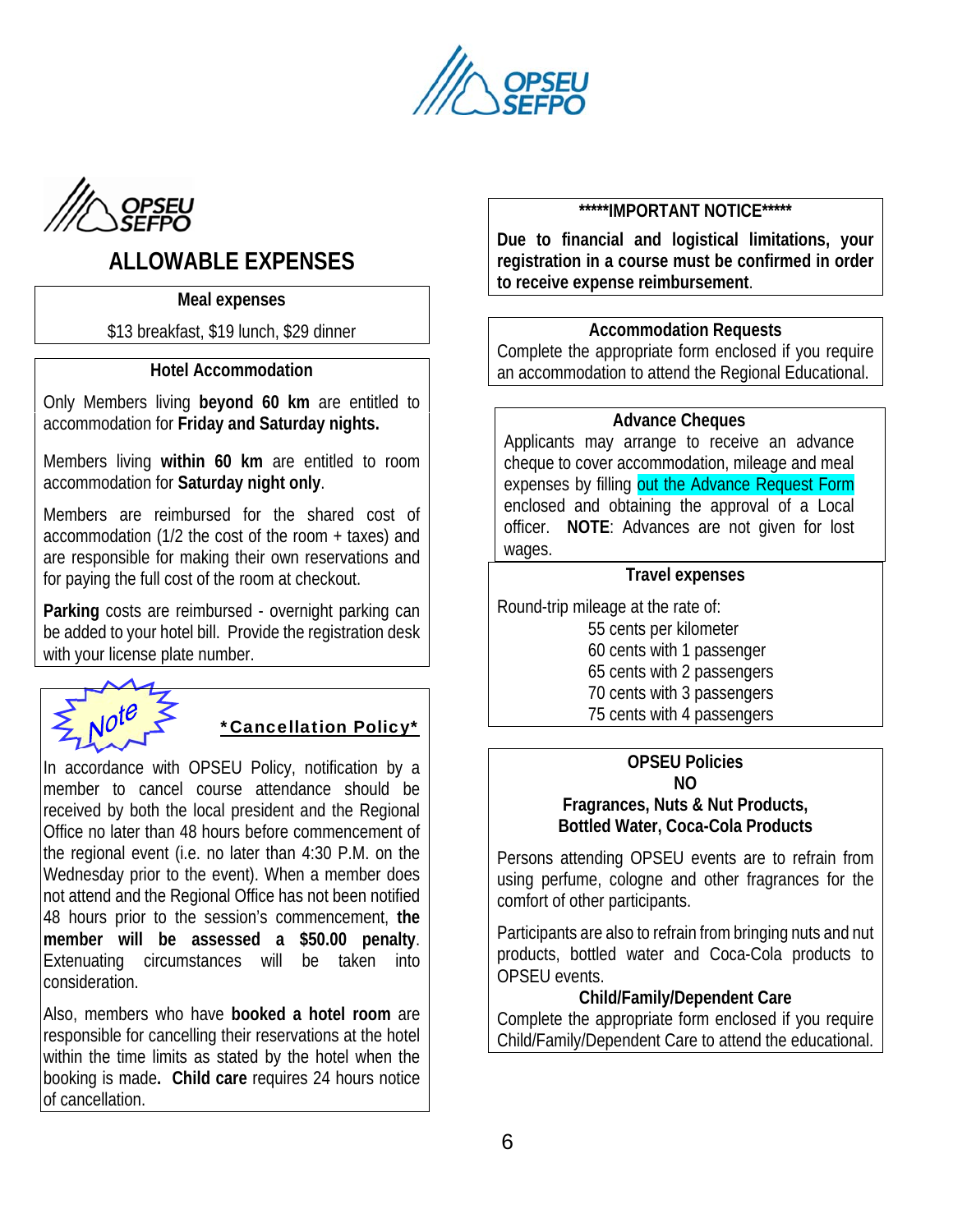# ALLOWABLE EXPENSES

### Meal expenses

$13 breakfast, $19 lunch, $29 dinner

### Hotel Accommodation

Only Members living **beyond 60 km** are entitled to accommodation for **Friday and Saturday nights.**

Members living **within 60 km** are entitled to room accommodation for **Saturday night only**.

Members are reimbursed for the shared cost of accommodation (1/2 the cost of the room + taxes) and are responsible for making their own reservations and for paying the full cost of the room at checkout.

**Parking** costs are reimbursed - overnight parking can be added to your hotel bill. Provide the registration desk with your license plate number.

### Note *Cancellation Policy*

In accordance with OPSEU Policy, notification by a member to cancel course attendance should be received by both the local president and the Regional Office no later than 48 hours before commencement of the regional event (i.e. no later than 4:30 P.M. on the Wednesday prior to the event). When a member does not attend and the Regional Office has not been notified 48 hours prior to the session's commencement, **the member will be assessed a $50.00 penalty**. Extenuating circumstances will be taken into consideration.

Also, members who have **booked a hotel room** are responsible for cancelling their reservations at the hotel within the time limits as stated by the hotel when the booking is made**.** **Child care** requires 24 hours notice of cancellation.

### *****IMPORTANT NOTICE*****

**Due to financial and logistical limitations, your registration in a course must be confirmed in order to receive expense reimbursement**.

### Accommodation Requests

Complete the appropriate form enclosed if you require an accommodation to attend the Regional Educational.

### Advance Cheques

Applicants may arrange to receive an advance cheque to cover accommodation, mileage and meal expenses by filling out the Advance Request Form enclosed and obtaining the approval of a Local officer. **NOTE**: Advances are not given for lost wages.

### Travel expenses

Round-trip mileage at the rate of:

- 55 cents per kilometer
- 60 cents with 1 passenger
- 65 cents with 2 passengers
- 70 cents with 3 passengers
- 75 cents with 4 passengers

### OPSEU Policies
### NO
### Fragrances, Nuts & Nut Products, Bottled Water, Coca-Cola Products

Persons attending OPSEU events are to refrain from using perfume, cologne and other fragrances for the comfort of other participants.

Participants are also to refrain from bringing nuts and nut products, bottled water and Coca-Cola products to OPSEU events.

### Child/Family/Dependent Care

Complete the appropriate form enclosed if you require Child/Family/Dependent Care to attend the educational.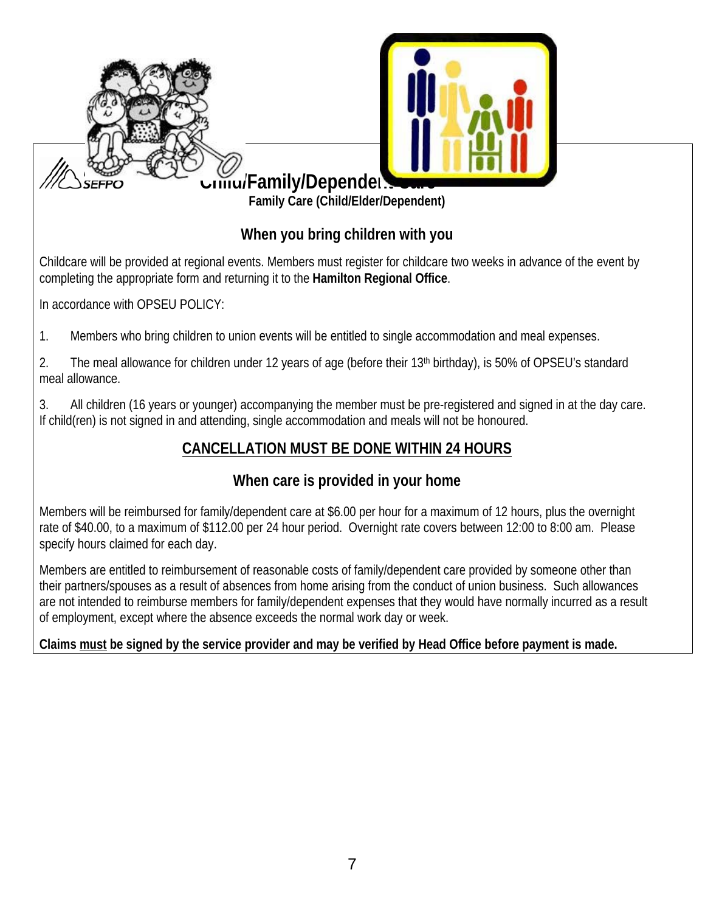SEFPO

# Child/Family/Dependent Care

**Family Care (Child/Elder/Dependent)**

## When you bring children with you

Childcare will be provided at regional events. Members must register for childcare two weeks in advance of the event by completing the appropriate form and returning it to the **Hamilton Regional Office**.

In accordance with OPSEU POLICY:

1. Members who bring children to union events will be entitled to single accommodation and meal expenses.

2. The meal allowance for children under 12 years of age (before their 13th birthday), is 50% of OPSEU's standard meal allowance.

3. All children (16 years or younger) accompanying the member must be pre-registered and signed in at the day care. If child(ren) is not signed in and attending, single accommodation and meals will not be honoured.

## CANCELLATION MUST BE DONE WITHIN 24 HOURS

## When care is provided in your home

Members will be reimbursed for family/dependent care at $6.00 per hour for a maximum of 12 hours, plus the overnight rate of $40.00, to a maximum of $112.00 per 24 hour period. Overnight rate covers between 12:00 to 8:00 am. Please specify hours claimed for each day.

Members are entitled to reimbursement of reasonable costs of family/dependent care provided by someone other than their partners/spouses as a result of absences from home arising from the conduct of union business. Such allowances are not intended to reimburse members for family/dependent expenses that they would have normally incurred as a result of employment, except where the absence exceeds the normal work day or week.

**Claims must be signed by the service provider and may be verified by Head Office before payment is made.**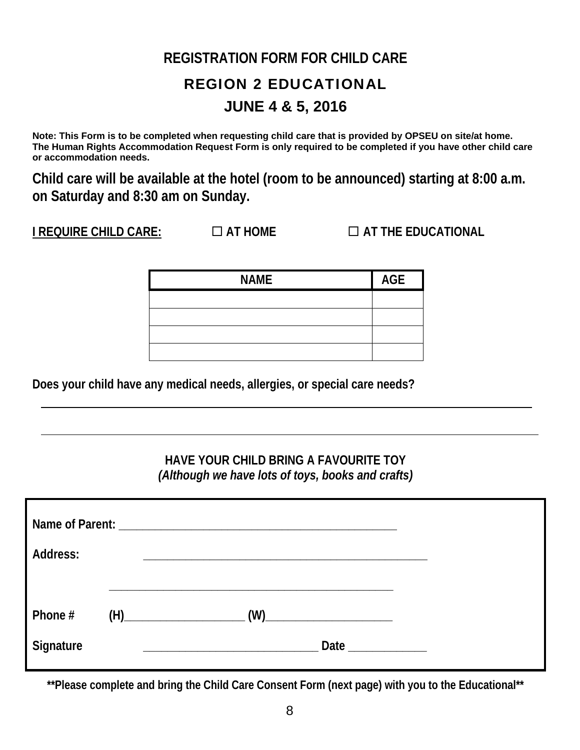# REGISTRATION FORM FOR CHILD CARE

## REGION 2 EDUCATIONAL

## JUNE 4 & 5, 2016

**Note: This Form is to be completed when requesting child care that is provided by OPSEU on site/at home. The Human Rights Accommodation Request Form is only required to be completed if you have other child care or accommodation needs.**

**Child care will be available at the hotel (room to be announced) starting at 8:00 a.m. on Saturday and 8:30 am on Sunday.**

**I REQUIRE CHILD CARE:** ☐ **AT HOME** ☐ **AT THE EDUCATIONAL**

| NAME | AGE |
| --- | --- |
| | |
| | |
| | |
| | |

**Does your child have any medical needs, allergies, or special care needs?**

______________________________________________________________________________

______________________________________________________________________________

**HAVE YOUR CHILD BRING A FAVOURITE TOY**
***(Although we have lots of toys, books and crafts)***

**Name of Parent:** ______________________________________________

**Address:** ______________________________________________

______________________________________________

**Phone #** **(H)**____________________ **(W)**_____________________

**Signature** _____________________________ **Date** _____________

**\*\*Please complete and bring the Child Care Consent Form (next page) with you to the Educational\*\***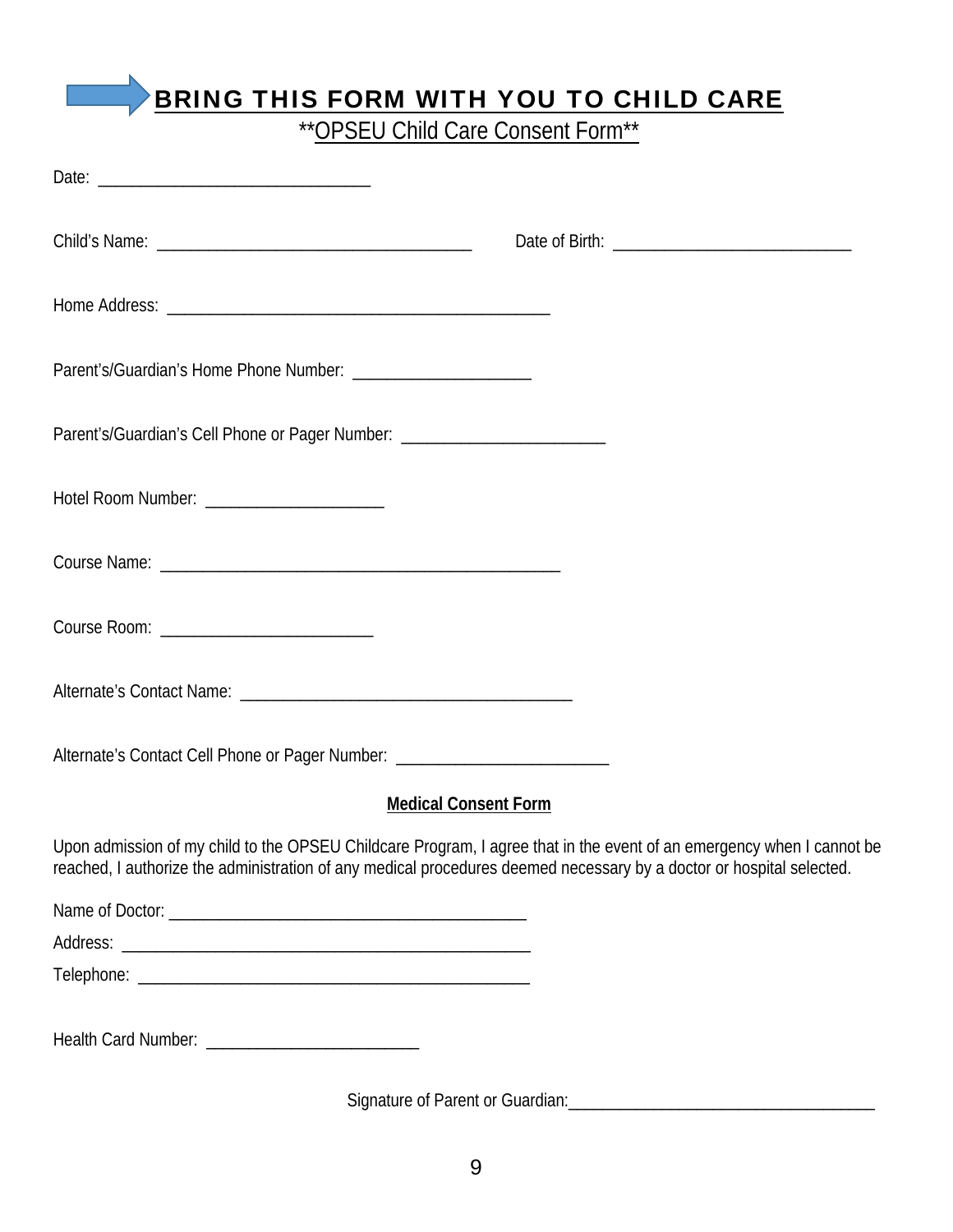# BRING THIS FORM WITH YOU TO CHILD CARE

**OPSEU Child Care Consent Form**

Date: ______________________________

Child's Name: ___________________________________ Date of Birth: ___________________________

Home Address: ___________________________________________

Parent's/Guardian's Home Phone Number: ____________________

Parent's/Guardian's Cell Phone or Pager Number: _______________________

Hotel Room Number: ____________________

Course Name: ____________________________________________

Course Room: ________________________

Alternate's Contact Name: _____________________________________

Alternate's Contact Cell Phone or Pager Number: ________________________

**Medical Consent Form**

Upon admission of my child to the OPSEU Childcare Program, I agree that in the event of an emergency when I cannot be reached, I authorize the administration of any medical procedures deemed necessary by a doctor or hospital selected.

Name of Doctor: ________________________________________

Address: ______________________________________________

Telephone: ____________________________________________

Health Card Number: ________________________

Signature of Parent or Guardian: __________________________________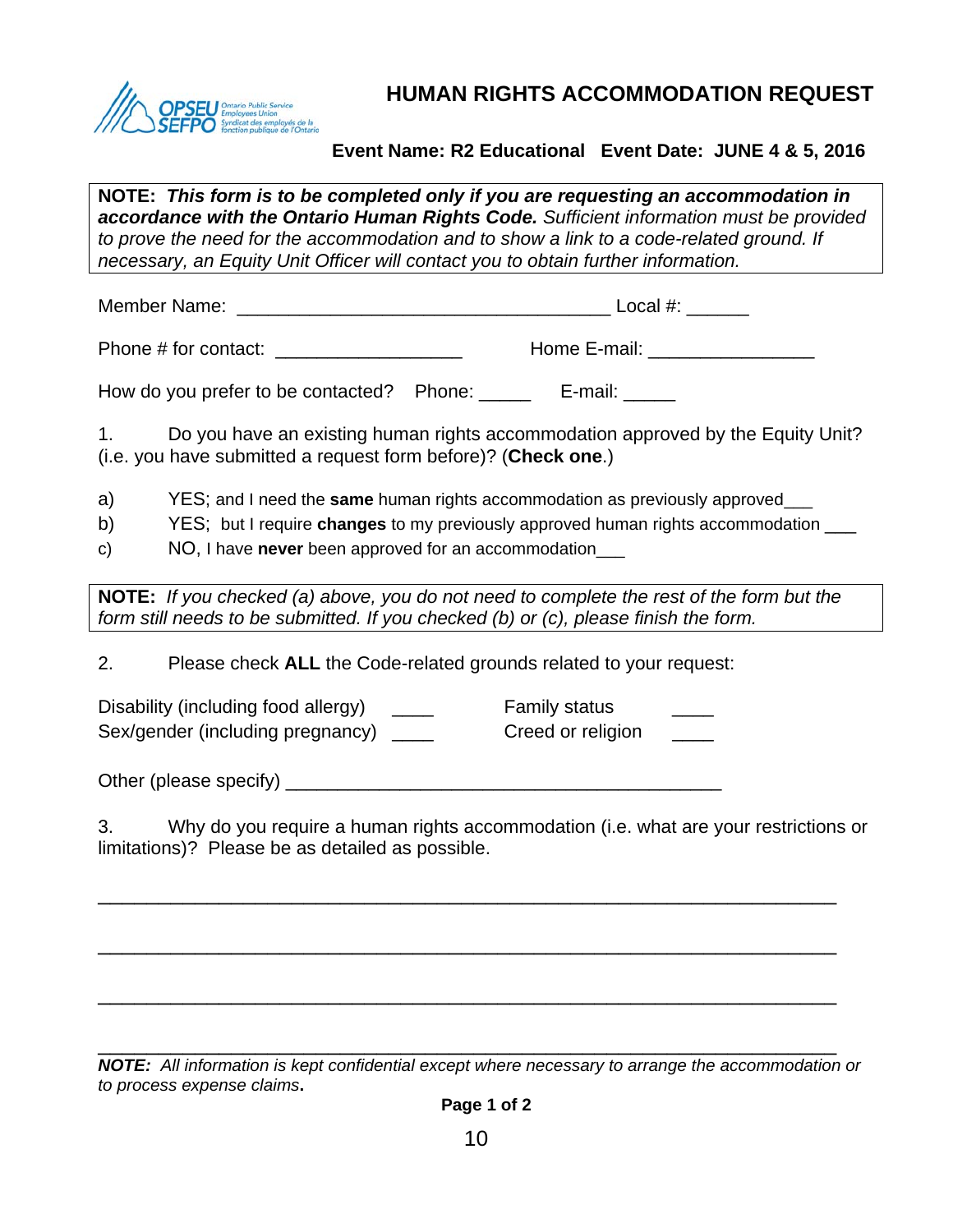# HUMAN RIGHTS ACCOMMODATION REQUEST

**Event Name: R2 Educational   Event Date: JUNE 4 & 5, 2016**

**NOTE:** ***This form is to be completed only if you are requesting an accommodation in accordance with the Ontario Human Rights Code.*** *Sufficient information must be provided to prove the need for the accommodation and to show a link to a code-related ground. If necessary, an Equity Unit Officer will contact you to obtain further information.*

Member Name: ____________________________________ Local #: ______

Phone # for contact: __________________   Home E-mail: ________________

How do you prefer to be contacted?   Phone: _____   E-mail: _____

1. Do you have an existing human rights accommodation approved by the Equity Unit? (i.e. you have submitted a request form before)? (**Check one**.)

a) YES; and I need the **same** human rights accommodation as previously approved___

b) YES; but I require **changes** to my previously approved human rights accommodation ___

c) NO, I have **never** been approved for an accommodation___

**NOTE:** *If you checked (a) above, you do not need to complete the rest of the form but the form still needs to be submitted. If you checked (b) or (c), please finish the form.*

2. Please check **ALL** the Code-related grounds related to your request:

Disability (including food allergy) ____   Family status ____
Sex/gender (including pregnancy) ____   Creed or religion ____

Other (please specify) __________________________________________

3. Why do you require a human rights accommodation (i.e. what are your restrictions or limitations)? Please be as detailed as possible.

_______________________________________________________________________

_______________________________________________________________________

_______________________________________________________________________

_______________________________________________________________________

***NOTE:*** *All information is kept confidential except where necessary to arrange the accommodation or to process expense claims***.**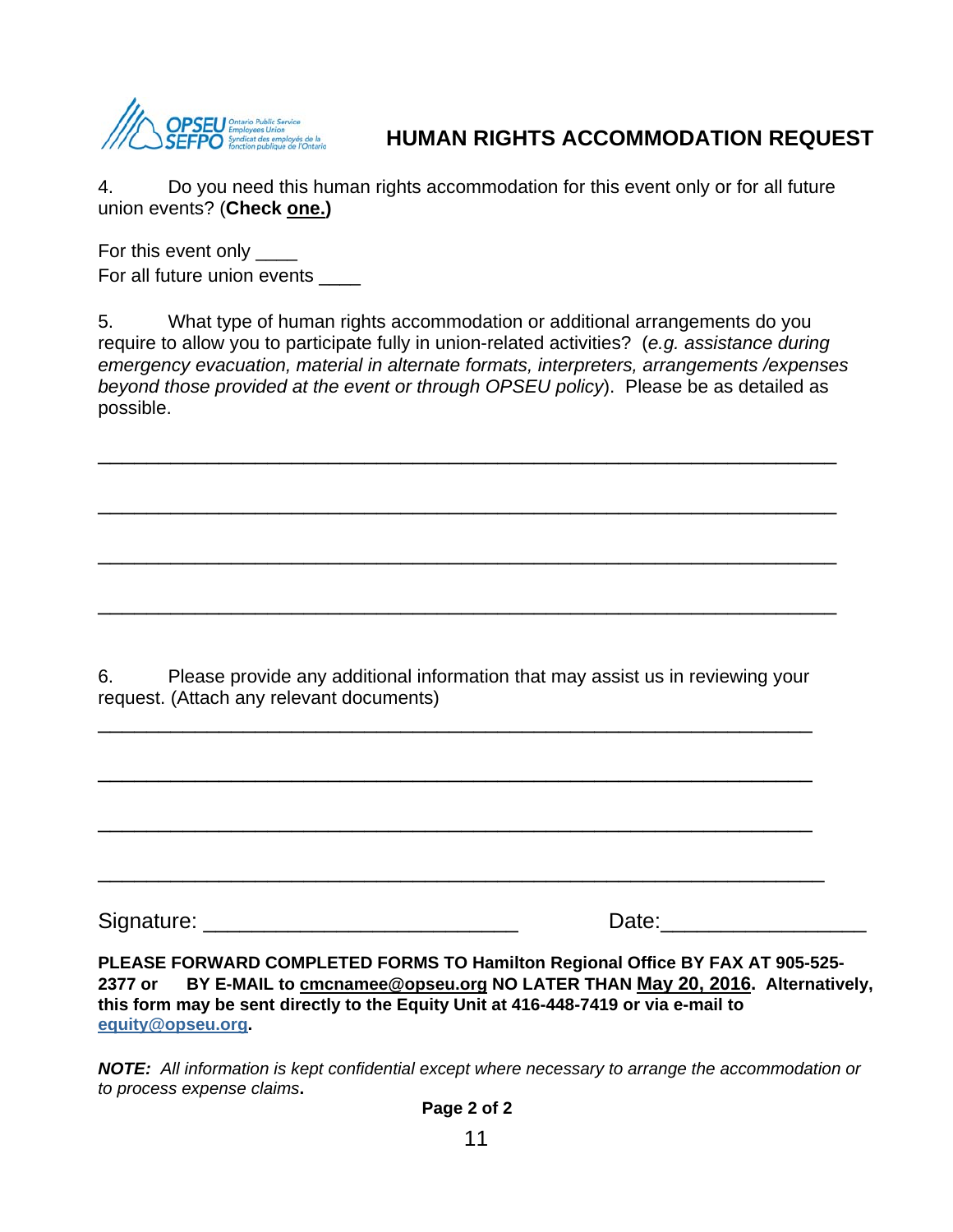# HUMAN RIGHTS ACCOMMODATION REQUEST

4. Do you need this human rights accommodation for this event only or for all future union events? (**Check <u>one.</u>)**

For this event only ____

For all future union events ____

5. What type of human rights accommodation or additional arrangements do you require to allow you to participate fully in union-related activities? (*e.g. assistance during emergency evacuation, material in alternate formats, interpreters, arrangements /expenses beyond those provided at the event or through OPSEU policy*). Please be as detailed as possible.

________________________________________________________________

________________________________________________________________

________________________________________________________________

________________________________________________________________

6. Please provide any additional information that may assist us in reviewing your request. (Attach any relevant documents)

________________________________________________________________

________________________________________________________________

________________________________________________________________

________________________________________________________________

Signature: ___________________________ Date:_________________

**PLEASE FORWARD COMPLETED FORMS TO Hamilton Regional Office BY FAX AT 905-525-2377 or BY E-MAIL to <u>cmcnamee@opseu.org</u> NO LATER THAN <u>May 20, 2016</u>. Alternatively, this form may be sent directly to the Equity Unit at 416-448-7419 or via e-mail to <u>equity@opseu.org</u>.**

***NOTE:*** *All information is kept confidential except where necessary to arrange the accommodation or to process expense claims***.**

**Page 2 of 2**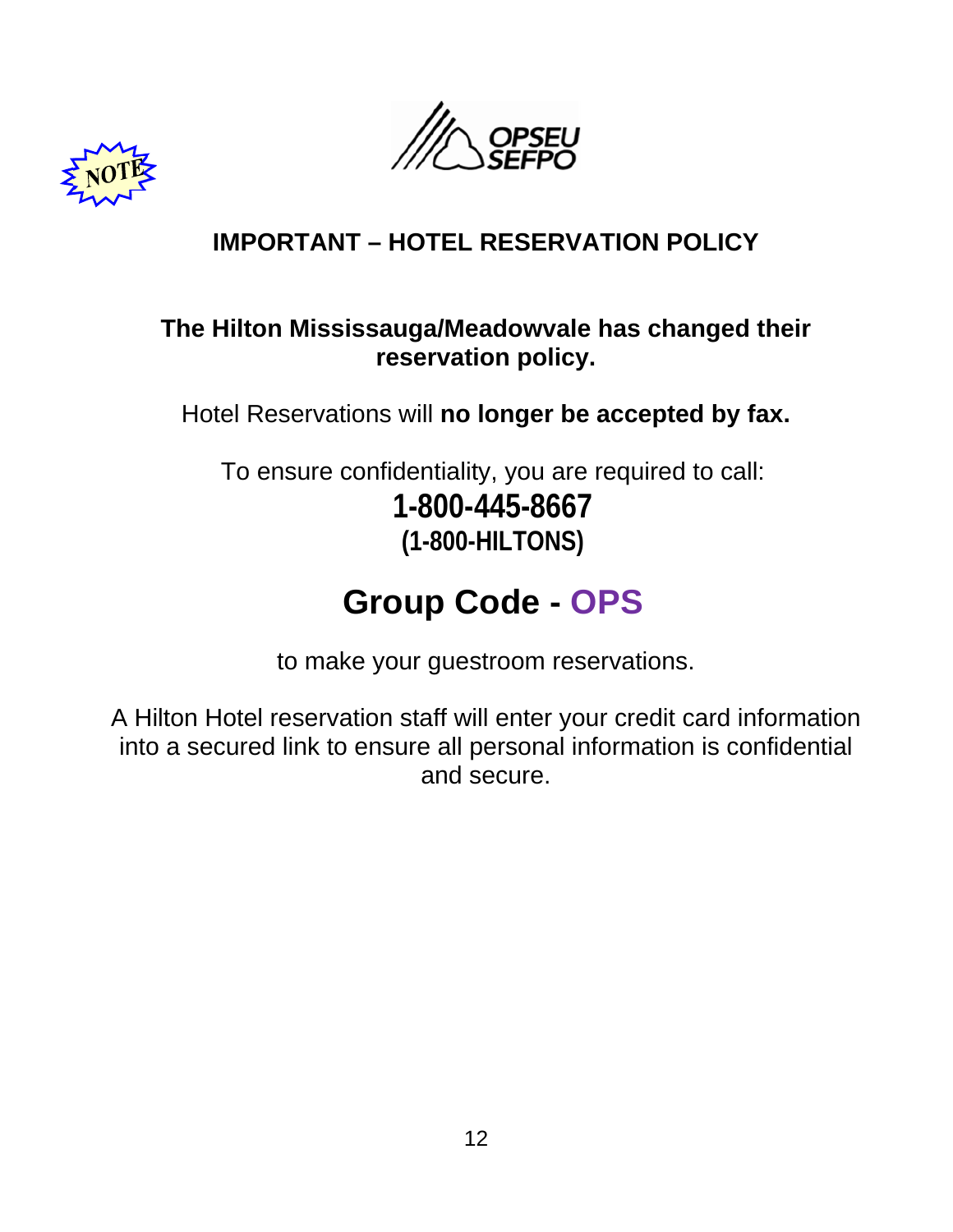NOTE

OPSEU SEFPO

## IMPORTANT – HOTEL RESERVATION POLICY

**The Hilton Mississauga/Meadowvale has changed their reservation policy.**

Hotel Reservations will **no longer be accepted by fax.**

To ensure confidentiality, you are required to call:

**1-800-445-8667**

**(1-800-HILTONS)**

# Group Code - OPS

to make your guestroom reservations.

A Hilton Hotel reservation staff will enter your credit card information into a secured link to ensure all personal information is confidential and secure.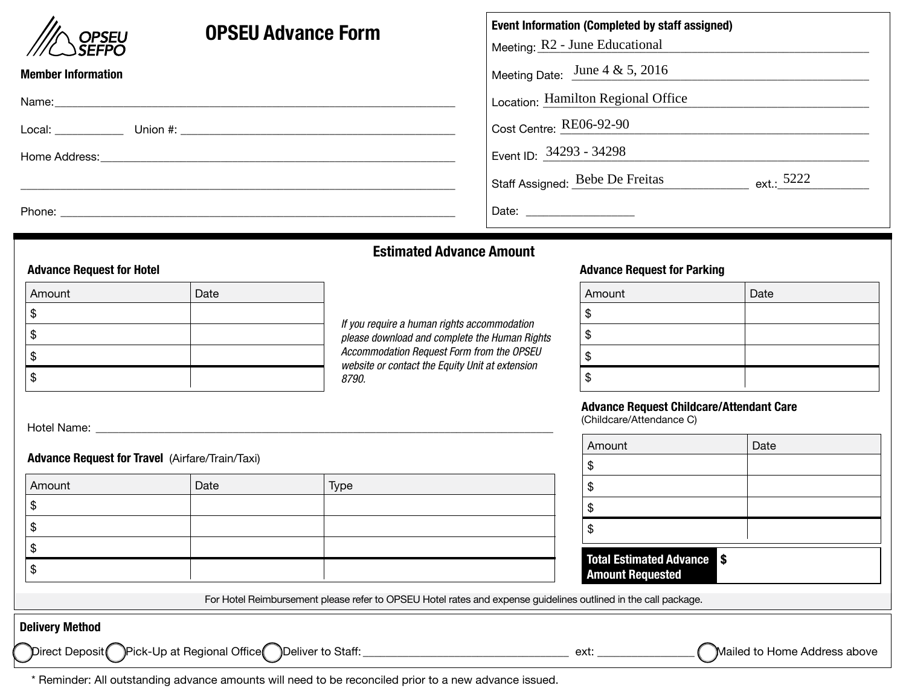OPSEU SEFPO

# OPSEU Advance Form

**Member Information**

Name: ______________________________

Local: ___________ Union #: ______________________________

Home Address: ______________________________

______________________________

Phone: ______________________________

**Event Information (Completed by staff assigned)**

Meeting: R2 - June Educational

Meeting Date: June 4 & 5, 2016

Location: Hamilton Regional Office

Cost Centre: RE06-92-90

Event ID: 34293 - 34298

Staff Assigned: Bebe De Freitas ext.: 5222

Date: ______________

## Estimated Advance Amount

**Advance Request for Hotel**

| Amount | Date |
|---|---|
| $ | |
| $ | |
| $ | |
| $ | |

*If you require a human rights accommodation please download and complete the Human Rights Accommodation Request Form from the OPSEU website or contact the Equity Unit at extension 8790.*

**Advance Request for Parking**

| Amount | Date |
|---|---|
| $ | |
| $ | |
| $ | |
| $ | |

Hotel Name: ______________________________

**Advance Request for Travel** (Airfare/Train/Taxi)

| Amount | Date | Type |
|---|---|---|
| $ | | |
| $ | | |
| $ | | |
| $ | | |

**Advance Request Childcare/Attendant Care**
(Childcare/Attendance C)

| Amount | Date |
|---|---|
| $ | |
| $ | |
| $ | |
| $ | |

| **Total Estimated Advance Amount Requested** | **$** |
|---|---|

For Hotel Reimbursement please refer to OPSEU Hotel rates and expense guidelines outlined in the call package.

**Delivery Method**

◯ Direct Deposit ◯ Pick-Up at Regional Office ◯ Deliver to Staff: ______________ ext: ______________ ◯ Mailed to Home Address above

\* Reminder: All outstanding advance amounts will need to be reconciled prior to a new advance issued.